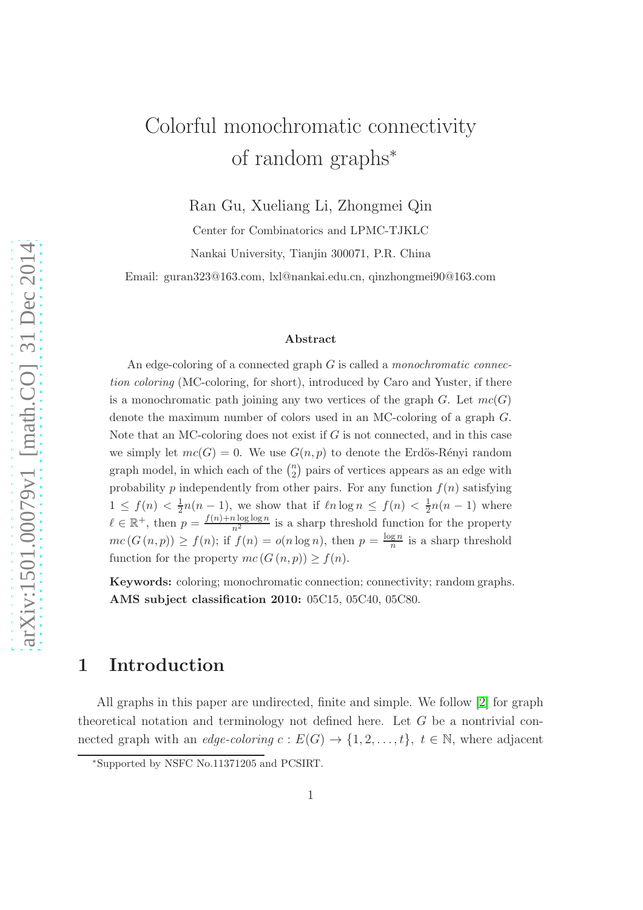# Colorful monochromatic connectivity of random graphs*

Ran Gu, Xueliang Li, Zhongmei Qin

Center for Combinatorics and LPMC-TJKLC

Nankai University, Tianjin 300071, P.R. China

Email: guran323@163.com, lxl@nankai.edu.cn, qinzhongmei90@163.com

### Abstract

An edge-coloring of a connected graph $G$ is called a *monochromatic connection coloring* (MC-coloring, for short), introduced by Caro and Yuster, if there is a monochromatic path joining any two vertices of the graph $G$. Let $mc(G)$ denote the maximum number of colors used in an MC-coloring of a graph $G$. Note that an MC-coloring does not exist if $G$ is not connected, and in this case we simply let $mc(G) = 0$. We use $G(n,p)$ to denote the Erdös-Rényi random graph model, in which each of the $\binom{n}{2}$ pairs of vertices appears as an edge with probability $p$ independently from other pairs. For any function $f(n)$ satisfying $1 \leq f(n) < \frac{1}{2}n(n-1)$, we show that if $\ell n \log n \leq f(n) < \frac{1}{2}n(n-1)$ where $\ell \in \mathbb{R}^+$, then $p = \frac{f(n)+n\log\log n}{n^2}$ is a sharp threshold function for the property $mc(G(n,p)) \geq f(n)$; if $f(n) = o(n \log n)$, then $p = \frac{\log n}{n}$ is a sharp threshold function for the property $mc(G(n,p)) \geq f(n)$.

**Keywords:** coloring; monochromatic connection; connectivity; random graphs.
**AMS subject classification 2010:** 05C15, 05C40, 05C80.

## 1 Introduction

All graphs in this paper are undirected, finite and simple. We follow [2] for graph theoretical notation and terminology not defined here. Let $G$ be a nontrivial connected graph with an *edge-coloring* $c : E(G) \to \{1, 2, \ldots, t\}$, $t \in \mathbb{N}$, where adjacent

*Supported by NSFC No.11371205 and PCSIRT.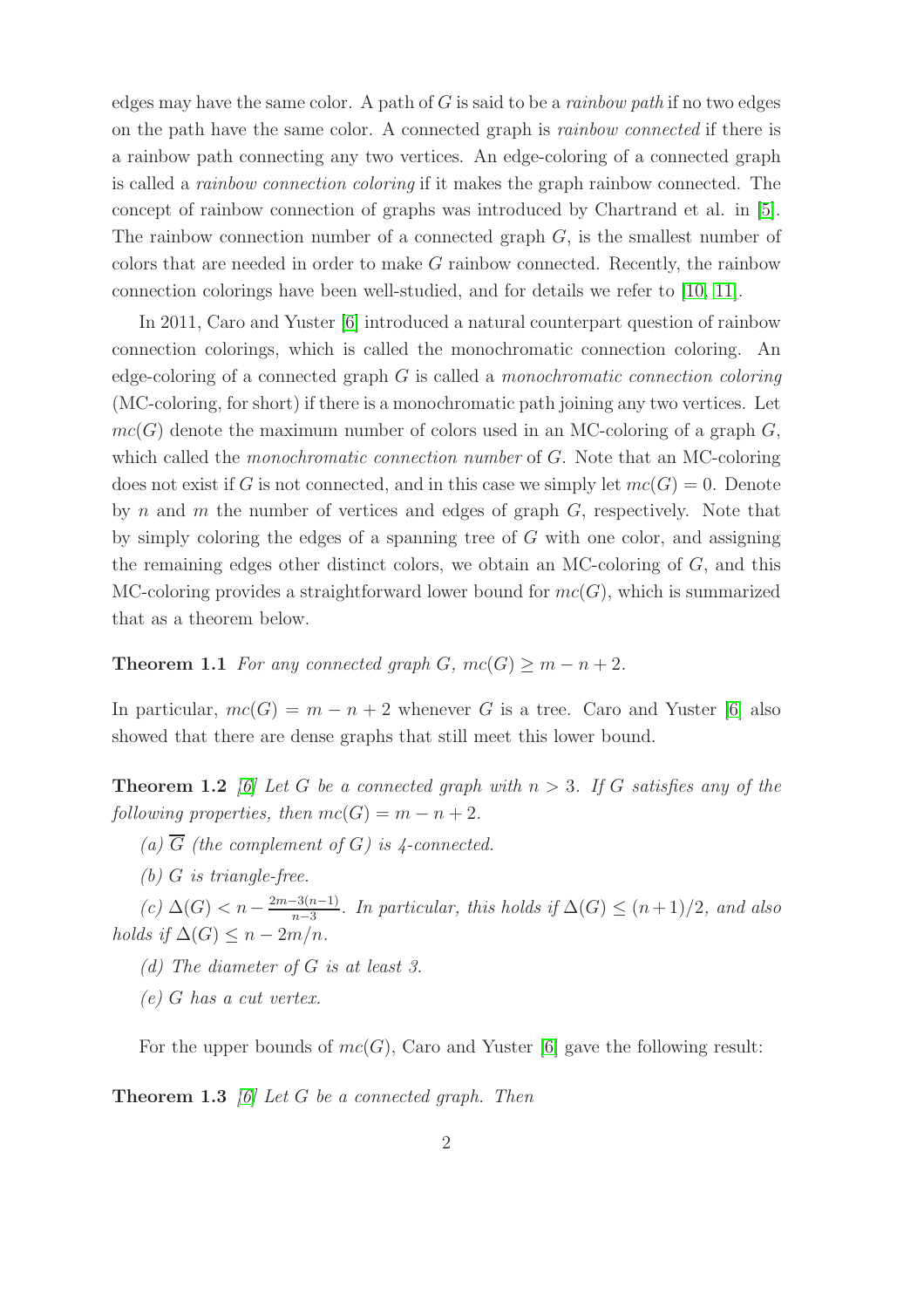edges may have the same color. A path of $G$ is said to be a *rainbow path* if no two edges on the path have the same color. A connected graph is *rainbow connected* if there is a rainbow path connecting any two vertices. An edge-coloring of a connected graph is called a *rainbow connection coloring* if it makes the graph rainbow connected. The concept of rainbow connection of graphs was introduced by Chartrand et al. in [5]. The rainbow connection number of a connected graph $G$, is the smallest number of colors that are needed in order to make $G$ rainbow connected. Recently, the rainbow connection colorings have been well-studied, and for details we refer to [10, 11].

In 2011, Caro and Yuster [6] introduced a natural counterpart question of rainbow connection colorings, which is called the monochromatic connection coloring. An edge-coloring of a connected graph $G$ is called a *monochromatic connection coloring* (MC-coloring, for short) if there is a monochromatic path joining any two vertices. Let $mc(G)$ denote the maximum number of colors used in an MC-coloring of a graph $G$, which called the *monochromatic connection number* of $G$. Note that an MC-coloring does not exist if $G$ is not connected, and in this case we simply let $mc(G) = 0$. Denote by $n$ and $m$ the number of vertices and edges of graph $G$, respectively. Note that by simply coloring the edges of a spanning tree of $G$ with one color, and assigning the remaining edges other distinct colors, we obtain an MC-coloring of $G$, and this MC-coloring provides a straightforward lower bound for $mc(G)$, which is summarized that as a theorem below.

**Theorem 1.1** *For any connected graph $G$, $mc(G) \geq m - n + 2$.*

In particular, $mc(G) = m - n + 2$ whenever $G$ is a tree. Caro and Yuster [6] also showed that there are dense graphs that still meet this lower bound.

**Theorem 1.2** *[6] Let $G$ be a connected graph with $n > 3$. If $G$ satisfies any of the following properties, then $mc(G) = m - n + 2$.*

*(a) $\overline{G}$ (the complement of $G$) is 4-connected.*

*(b) $G$ is triangle-free.*

*(c) $\Delta(G) < n - \frac{2m-3(n-1)}{n-3}$. In particular, this holds if $\Delta(G) \leq (n+1)/2$, and also holds if $\Delta(G) \leq n - 2m/n$.*

*(d) The diameter of $G$ is at least 3.*

*(e) $G$ has a cut vertex.*

For the upper bounds of $mc(G)$, Caro and Yuster [6] gave the following result:

**Theorem 1.3** *[6] Let $G$ be a connected graph. Then*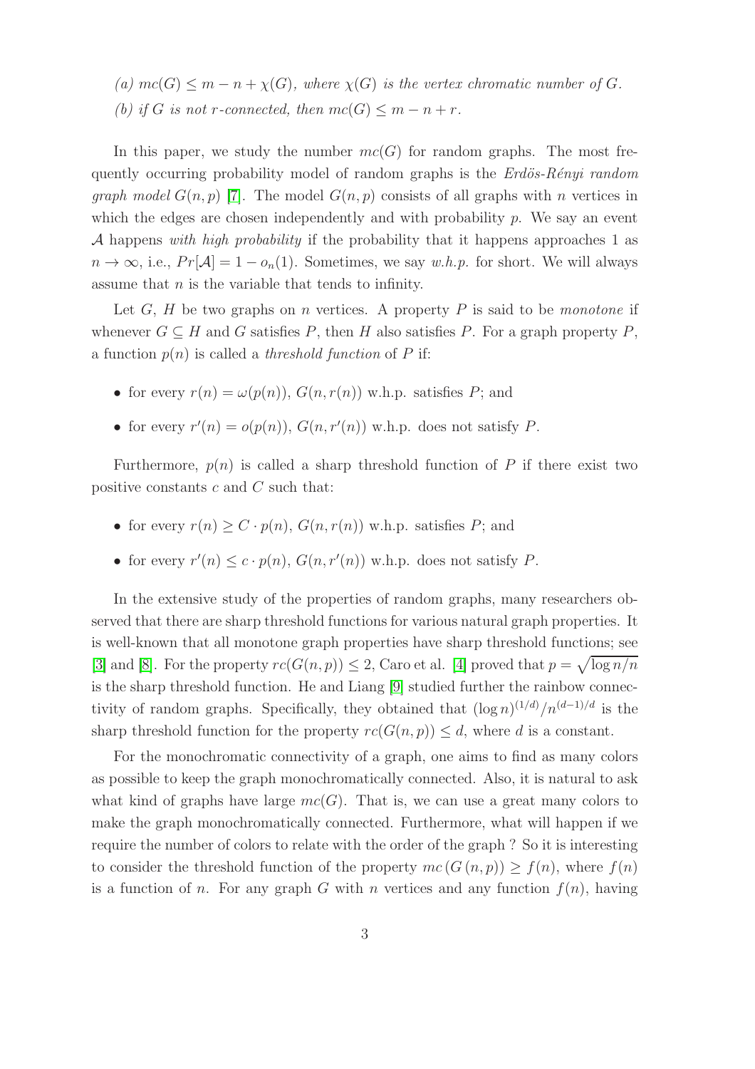*(a) $mc(G) \leq m - n + \chi(G)$, where $\chi(G)$ is the vertex chromatic number of $G$.*

*(b) if $G$ is not $r$-connected, then $mc(G) \leq m - n + r$.*

In this paper, we study the number $mc(G)$ for random graphs. The most frequently occurring probability model of random graphs is the *Erdös-Rényi random graph model* $G(n,p)$ [7]. The model $G(n,p)$ consists of all graphs with $n$ vertices in which the edges are chosen independently and with probability $p$. We say an event $\mathcal{A}$ happens *with high probability* if the probability that it happens approaches 1 as $n \to \infty$, i.e., $Pr[\mathcal{A}] = 1 - o_n(1)$. Sometimes, we say *w.h.p.* for short. We will always assume that $n$ is the variable that tends to infinity.

Let $G$, $H$ be two graphs on $n$ vertices. A property $P$ is said to be *monotone* if whenever $G \subseteq H$ and $G$ satisfies $P$, then $H$ also satisfies $P$. For a graph property $P$, a function $p(n)$ is called a *threshold function* of $P$ if:

- for every $r(n) = \omega(p(n))$, $G(n, r(n))$ w.h.p. satisfies $P$; and
- for every $r'(n) = o(p(n))$, $G(n, r'(n))$ w.h.p. does not satisfy $P$.

Furthermore, $p(n)$ is called a sharp threshold function of $P$ if there exist two positive constants $c$ and $C$ such that:

- for every $r(n) \geq C \cdot p(n)$, $G(n, r(n))$ w.h.p. satisfies $P$; and
- for every $r'(n) \leq c \cdot p(n)$, $G(n, r'(n))$ w.h.p. does not satisfy $P$.

In the extensive study of the properties of random graphs, many researchers observed that there are sharp threshold functions for various natural graph properties. It is well-known that all monotone graph properties have sharp threshold functions; see [3] and [8]. For the property $rc(G(n,p)) \leq 2$, Caro et al. [4] proved that $p = \sqrt{\log n/n}$ is the sharp threshold function. He and Liang [9] studied further the rainbow connectivity of random graphs. Specifically, they obtained that $(\log n)^{(1/d)}/n^{(d-1)/d}$ is the sharp threshold function for the property $rc(G(n,p)) \leq d$, where $d$ is a constant.

For the monochromatic connectivity of a graph, one aims to find as many colors as possible to keep the graph monochromatically connected. Also, it is natural to ask what kind of graphs have large $mc(G)$. That is, we can use a great many colors to make the graph monochromatically connected. Furthermore, what will happen if we require the number of colors to relate with the order of the graph ? So it is interesting to consider the threshold function of the property $mc(G(n,p)) \geq f(n)$, where $f(n)$ is a function of $n$. For any graph $G$ with $n$ vertices and any function $f(n)$, having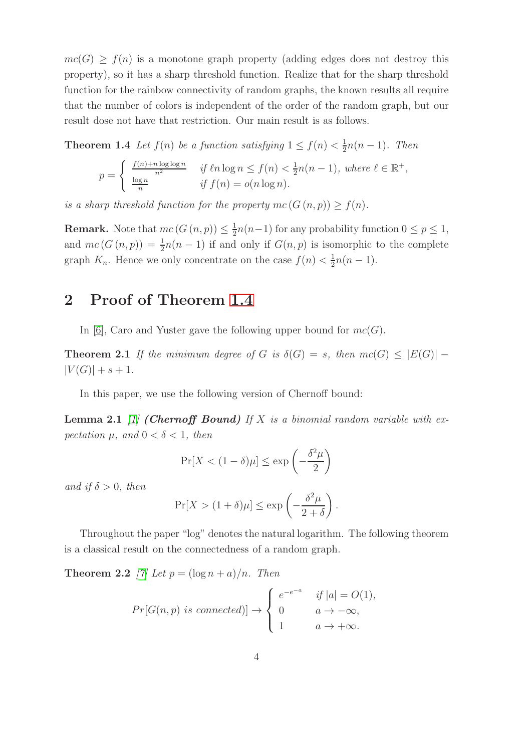$mc(G) \geq f(n)$ is a monotone graph property (adding edges does not destroy this property), so it has a sharp threshold function. Realize that for the sharp threshold function for the rainbow connectivity of random graphs, the known results all require that the number of colors is independent of the order of the random graph, but our result dose not have that restriction. Our main result is as follows.

**Theorem 1.4** *Let $f(n)$ be a function satisfying $1 \leq f(n) < \frac{1}{2}n(n-1)$. Then*

$$p = \begin{cases} \frac{f(n)+n\log\log n}{n^2} & \text{if } \ell n \log n \leq f(n) < \frac{1}{2}n(n-1), \text{ where } \ell \in \mathbb{R}^+, \\ \frac{\log n}{n} & \text{if } f(n) = o(n\log n). \end{cases}$$

*is a sharp threshold function for the property $mc\left(G\left(n,p\right)\right) \geq f(n)$.*

**Remark.** Note that $mc\left(G\left(n,p\right)\right) \leq \frac{1}{2}n(n-1)$ for any probability function $0 \leq p \leq 1$, and $mc\left(G\left(n,p\right)\right) = \frac{1}{2}n(n-1)$ if and only if $G(n,p)$ is isomorphic to the complete graph $K_n$. Hence we only concentrate on the case $f(n) < \frac{1}{2}n(n-1)$.

## 2 Proof of Theorem 1.4

In [6], Caro and Yuster gave the following upper bound for $mc(G)$.

**Theorem 2.1** *If the minimum degree of $G$ is $\delta(G) = s$, then $mc(G) \leq |E(G)| - |V(G)| + s + 1$.*

In this paper, we use the following version of Chernoff bound:

**Lemma 2.1** [1] ***(Chernoff Bound)*** *If $X$ is a binomial random variable with expectation $\mu$, and $0 < \delta < 1$, then*

$$\Pr[X < (1-\delta)\mu] \leq \exp\left(-\frac{\delta^2\mu}{2}\right)$$

*and if $\delta > 0$, then*

$$\Pr[X > (1+\delta)\mu] \leq \exp\left(-\frac{\delta^2\mu}{2+\delta}\right).$$

Throughout the paper "log" denotes the natural logarithm. The following theorem is a classical result on the connectedness of a random graph.

**Theorem 2.2** [7] *Let $p = (\log n + a)/n$. Then*

$$Pr[G(n,p) \text{ is connected})] \to \begin{cases} e^{-e^{-a}} & \text{if } |a| = O(1), \\ 0 & a \to -\infty, \\ 1 & a \to +\infty. \end{cases}$$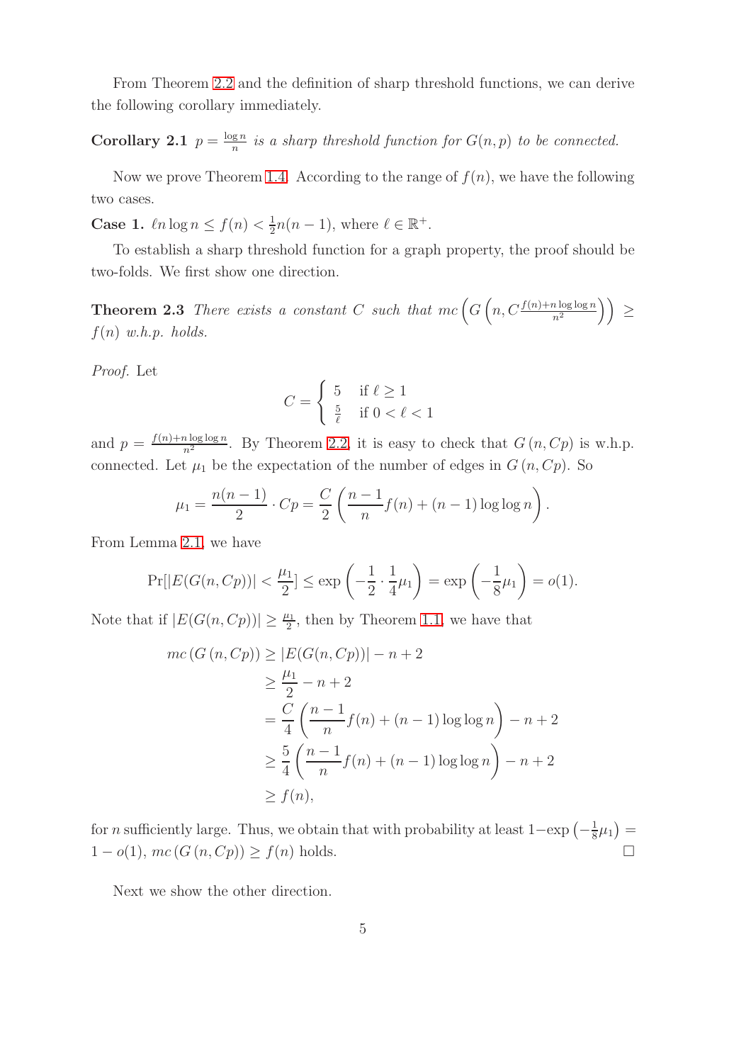From Theorem 2.2 and the definition of sharp threshold functions, we can derive the following corollary immediately.

**Corollary 2.1** *$p = \frac{\log n}{n}$ is a sharp threshold function for $G(n,p)$ to be connected.*

Now we prove Theorem 1.4. According to the range of $f(n)$, we have the following two cases.

**Case 1.** $\ell n \log n \leq f(n) < \frac{1}{2}n(n-1)$, where $\ell \in \mathbb{R}^+$.

To establish a sharp threshold function for a graph property, the proof should be two-folds. We first show one direction.

**Theorem 2.3** *There exists a constant $C$ such that $mc\left(G\left(n, C\frac{f(n)+n\log\log n}{n^2}\right)\right) \geq f(n)$ w.h.p. holds.*

*Proof.* Let

$$C = \begin{cases} 5 & \text{if } \ell \geq 1 \\ \frac{5}{\ell} & \text{if } 0 < \ell < 1 \end{cases}$$

and $p = \frac{f(n)+n\log\log n}{n^2}$. By Theorem 2.2, it is easy to check that $G(n, Cp)$ is w.h.p. connected. Let $\mu_1$ be the expectation of the number of edges in $G(n, Cp)$. So

$$\mu_1 = \frac{n(n-1)}{2} \cdot Cp = \frac{C}{2}\left(\frac{n-1}{n}f(n) + (n-1)\log\log n\right).$$

From Lemma 2.1, we have

$$\Pr[|E(G(n,Cp))| < \frac{\mu_1}{2}] \leq \exp\left(-\frac{1}{2}\cdot\frac{1}{4}\mu_1\right) = \exp\left(-\frac{1}{8}\mu_1\right) = o(1).$$

Note that if $|E(G(n,Cp))| \geq \frac{\mu_1}{2}$, then by Theorem 1.1, we have that

$$\begin{aligned}
mc\left(G\left(n, Cp\right)\right) &\geq |E(G(n,Cp))| - n + 2 \\
&\geq \frac{\mu_1}{2} - n + 2 \\
&= \frac{C}{4}\left(\frac{n-1}{n}f(n) + (n-1)\log\log n\right) - n + 2 \\
&\geq \frac{5}{4}\left(\frac{n-1}{n}f(n) + (n-1)\log\log n\right) - n + 2 \\
&\geq f(n),
\end{aligned}$$

for $n$ sufficiently large. Thus, we obtain that with probability at least $1 - \exp\left(-\frac{1}{8}\mu_1\right) = 1 - o(1)$, $mc\left(G\left(n, Cp\right)\right) \geq f(n)$ holds. $\square$

Next we show the other direction.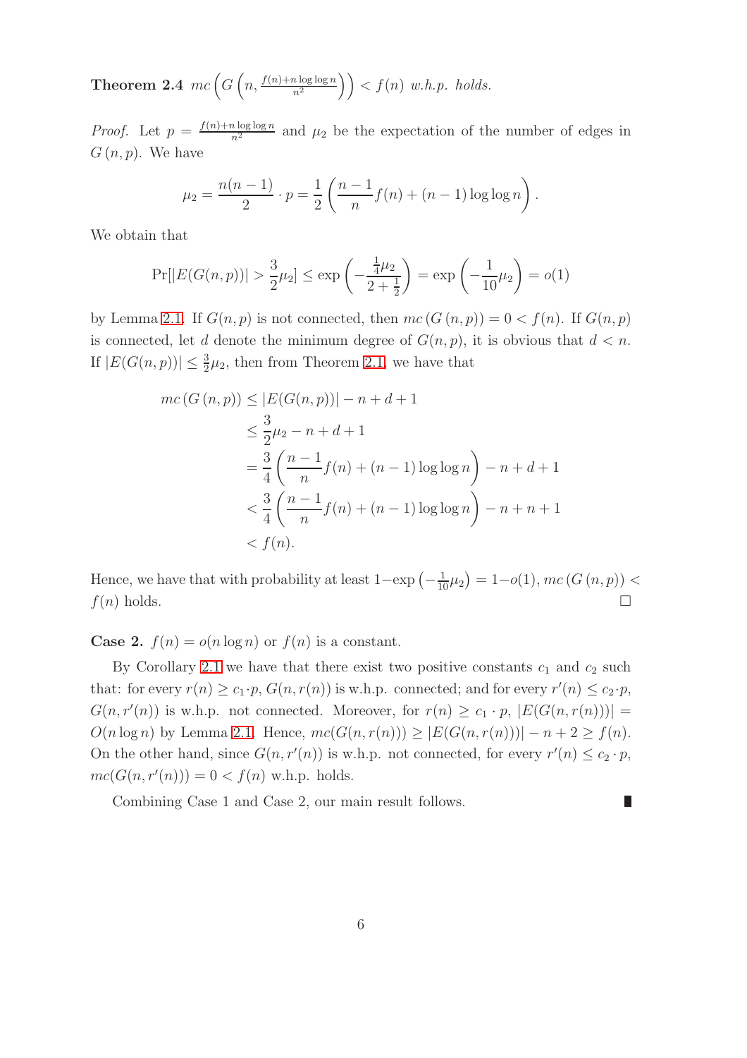**Theorem 2.4** *$mc\left(G\left(n, \frac{f(n)+n\log\log n}{n^2}\right)\right) < f(n)$ w.h.p. holds.*

*Proof.* Let $p = \frac{f(n)+n\log\log n}{n^2}$ and $\mu_2$ be the expectation of the number of edges in $G(n,p)$. We have

$$\mu_2 = \frac{n(n-1)}{2}\cdot p = \frac{1}{2}\left(\frac{n-1}{n}f(n) + (n-1)\log\log n\right).$$

We obtain that

$$\Pr[|E(G(n,p))| > \frac{3}{2}\mu_2] \le \exp\left(-\frac{\frac{1}{4}\mu_2}{2+\frac{1}{2}}\right) = \exp\left(-\frac{1}{10}\mu_2\right) = o(1)$$

by Lemma 2.1. If $G(n,p)$ is not connected, then $mc(G(n,p)) = 0 < f(n)$. If $G(n,p)$ is connected, let $d$ denote the minimum degree of $G(n,p)$, it is obvious that $d < n$. If $|E(G(n,p))| \le \frac{3}{2}\mu_2$, then from Theorem 2.1, we have that

$$\begin{aligned}
mc(G(n,p)) &\le |E(G(n,p))| - n + d + 1 \\
&\le \frac{3}{2}\mu_2 - n + d + 1 \\
&= \frac{3}{4}\left(\frac{n-1}{n}f(n) + (n-1)\log\log n\right) - n + d + 1 \\
&< \frac{3}{4}\left(\frac{n-1}{n}f(n) + (n-1)\log\log n\right) - n + n + 1 \\
&< f(n).
\end{aligned}$$

Hence, we have that with probability at least $1-\exp\left(-\frac{1}{10}\mu_2\right) = 1-o(1)$, $mc(G(n,p)) < f(n)$ holds. □

**Case 2.** $f(n) = o(n\log n)$ or $f(n)$ is a constant.

By Corollary 2.1 we have that there exist two positive constants $c_1$ and $c_2$ such that: for every $r(n) \ge c_1 \cdot p$, $G(n, r(n))$ is w.h.p. connected; and for every $r'(n) \le c_2 \cdot p$, $G(n, r'(n))$ is w.h.p. not connected. Moreover, for $r(n) \ge c_1 \cdot p$, $|E(G(n, r(n)))| = O(n\log n)$ by Lemma 2.1. Hence, $mc(G(n, r(n))) \ge |E(G(n, r(n)))| - n + 2 \ge f(n)$. On the other hand, since $G(n, r'(n))$ is w.h.p. not connected, for every $r'(n) \le c_2 \cdot p$, $mc(G(n, r'(n))) = 0 < f(n)$ w.h.p. holds.

Combining Case 1 and Case 2, our main result follows. ∎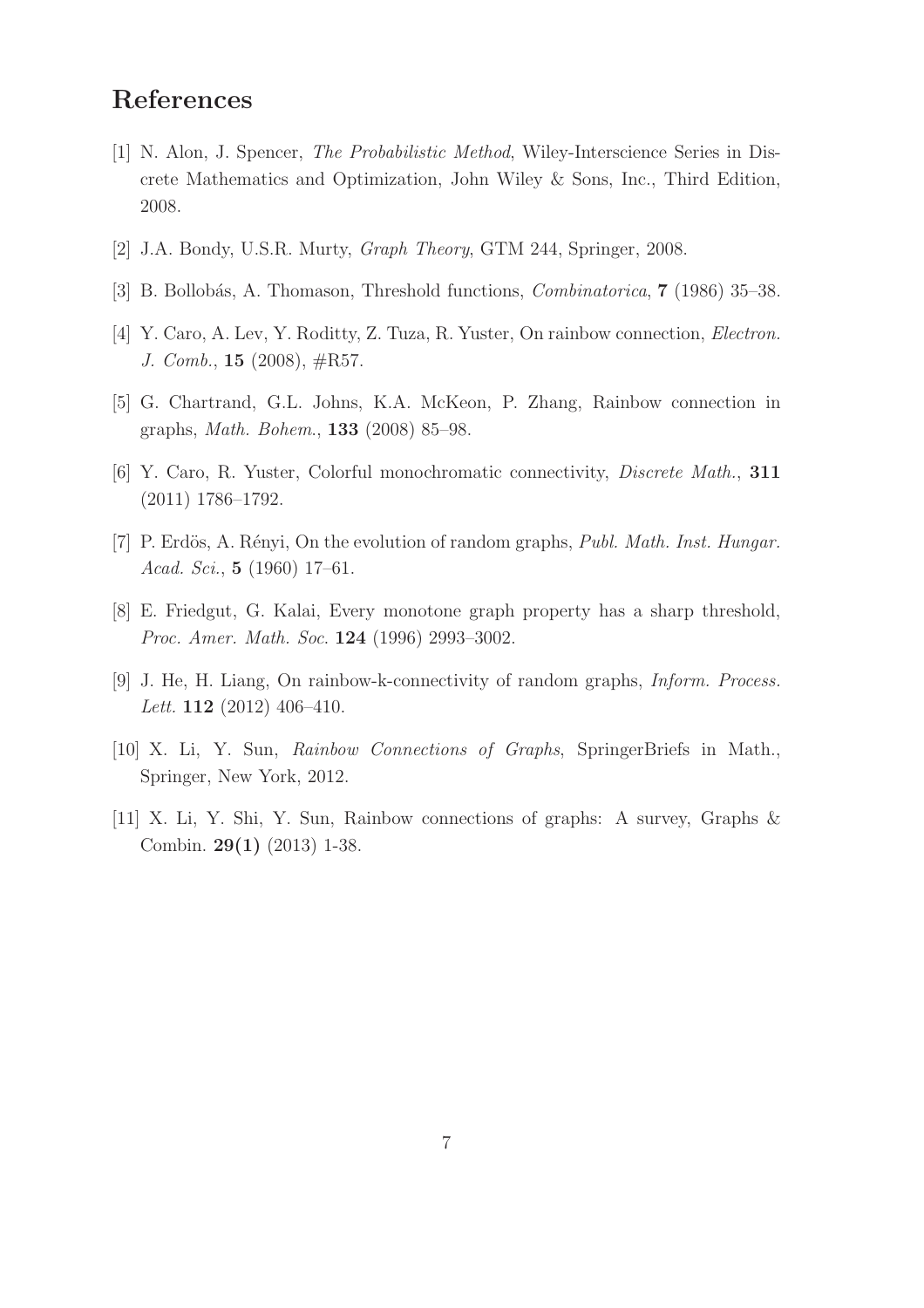## References

[1] N. Alon, J. Spencer, *The Probabilistic Method*, Wiley-Interscience Series in Discrete Mathematics and Optimization, John Wiley & Sons, Inc., Third Edition, 2008.

[2] J.A. Bondy, U.S.R. Murty, *Graph Theory*, GTM 244, Springer, 2008.

[3] B. Bollobás, A. Thomason, Threshold functions, *Combinatorica*, **7** (1986) 35–38.

[4] Y. Caro, A. Lev, Y. Roditty, Z. Tuza, R. Yuster, On rainbow connection, *Electron. J. Comb.*, **15** (2008), #R57.

[5] G. Chartrand, G.L. Johns, K.A. McKeon, P. Zhang, Rainbow connection in graphs, *Math. Bohem.*, **133** (2008) 85–98.

[6] Y. Caro, R. Yuster, Colorful monochromatic connectivity, *Discrete Math.*, **311** (2011) 1786–1792.

[7] P. Erdös, A. Rényi, On the evolution of random graphs, *Publ. Math. Inst. Hungar. Acad. Sci.*, **5** (1960) 17–61.

[8] E. Friedgut, G. Kalai, Every monotone graph property has a sharp threshold, *Proc. Amer. Math. Soc.* **124** (1996) 2993–3002.

[9] J. He, H. Liang, On rainbow-k-connectivity of random graphs, *Inform. Process. Lett.* **112** (2012) 406–410.

[10] X. Li, Y. Sun, *Rainbow Connections of Graphs*, SpringerBriefs in Math., Springer, New York, 2012.

[11] X. Li, Y. Shi, Y. Sun, Rainbow connections of graphs: A survey, Graphs & Combin. **29(1)** (2013) 1-38.